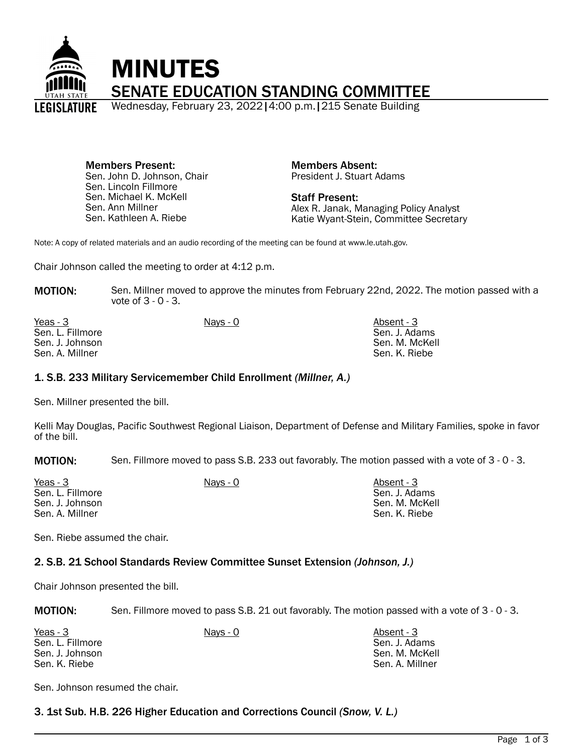# MINUTES

## SENATE EDUCATION STANDING COMMITTEE

Wednesday, February 23, 2022 | 4:00 p.m. | 215 Senate Building

**Members Present:**
Sen. John D. Johnson, Chair
Sen. Lincoln Fillmore
Sen. Michael K. McKell
Sen. Ann Millner
Sen. Kathleen A. Riebe

**Members Absent:**
President J. Stuart Adams

**Staff Present:**
Alex R. Janak, Managing Policy Analyst
Katie Wyant-Stein, Committee Secretary

Note: A copy of related materials and an audio recording of the meeting can be found at www.le.utah.gov.

Chair Johnson called the meeting to order at 4:12 p.m.

**MOTION:** Sen. Millner moved to approve the minutes from February 22nd, 2022. The motion passed with a vote of 3 - 0 - 3.

| Yeas - 3 | Nays - 0 | Absent - 3 |
|---|---|---|
| Sen. L. Fillmore | | Sen. J. Adams |
| Sen. J. Johnson | | Sen. M. McKell |
| Sen. A. Millner | | Sen. K. Riebe |

### 1. S.B. 233 Military Servicemember Child Enrollment *(Millner, A.)*

Sen. Millner presented the bill.

Kelli May Douglas, Pacific Southwest Regional Liaison, Department of Defense and Military Families, spoke in favor of the bill.

**MOTION:** Sen. Fillmore moved to pass S.B. 233 out favorably. The motion passed with a vote of 3 - 0 - 3.

| Yeas - 3 | Nays - 0 | Absent - 3 |
|---|---|---|
| Sen. L. Fillmore | | Sen. J. Adams |
| Sen. J. Johnson | | Sen. M. McKell |
| Sen. A. Millner | | Sen. K. Riebe |

Sen. Riebe assumed the chair.

### 2. S.B. 21 School Standards Review Committee Sunset Extension *(Johnson, J.)*

Chair Johnson presented the bill.

**MOTION:** Sen. Fillmore moved to pass S.B. 21 out favorably. The motion passed with a vote of 3 - 0 - 3.

| Yeas - 3 | Nays - 0 | Absent - 3 |
|---|---|---|
| Sen. L. Fillmore | | Sen. J. Adams |
| Sen. J. Johnson | | Sen. M. McKell |
| Sen. K. Riebe | | Sen. A. Millner |

Sen. Johnson resumed the chair.

### 3. 1st Sub. H.B. 226 Higher Education and Corrections Council *(Snow, V. L.)*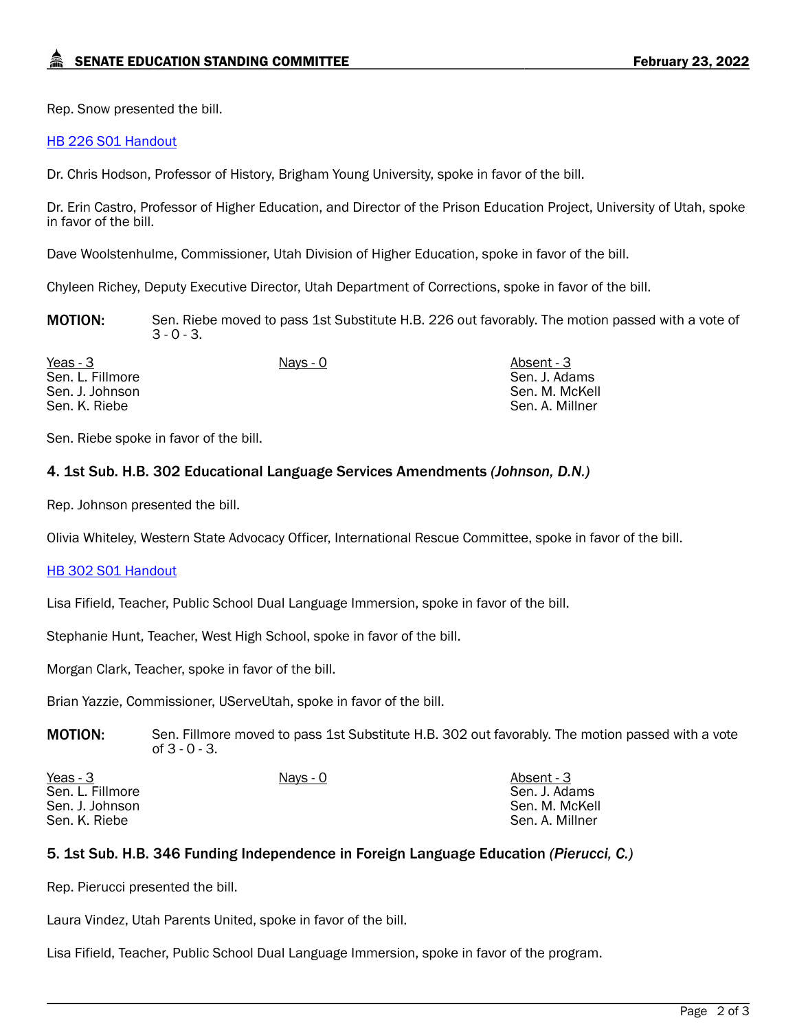Rep. Snow presented the bill.

[HB 226 S01 Handout](#)

Dr. Chris Hodson, Professor of History, Brigham Young University, spoke in favor of the bill.

Dr. Erin Castro, Professor of Higher Education, and Director of the Prison Education Project, University of Utah, spoke in favor of the bill.

Dave Woolstenhulme, Commissioner, Utah Division of Higher Education, spoke in favor of the bill.

Chyleen Richey, Deputy Executive Director, Utah Department of Corrections, spoke in favor of the bill.

**MOTION:** Sen. Riebe moved to pass 1st Substitute H.B. 226 out favorably. The motion passed with a vote of 3 - 0 - 3.

| Yeas - 3 | Nays - 0 | Absent - 3 |
|---|---|---|
| Sen. L. Fillmore | | Sen. J. Adams |
| Sen. J. Johnson | | Sen. M. McKell |
| Sen. K. Riebe | | Sen. A. Millner |

Sen. Riebe spoke in favor of the bill.

### 4. 1st Sub. H.B. 302 Educational Language Services Amendments *(Johnson, D.N.)*

Rep. Johnson presented the bill.

Olivia Whiteley, Western State Advocacy Officer, International Rescue Committee, spoke in favor of the bill.

[HB 302 S01 Handout](#)

Lisa Fifield, Teacher, Public School Dual Language Immersion, spoke in favor of the bill.

Stephanie Hunt, Teacher, West High School, spoke in favor of the bill.

Morgan Clark, Teacher, spoke in favor of the bill.

Brian Yazzie, Commissioner, UServeUtah, spoke in favor of the bill.

**MOTION:** Sen. Fillmore moved to pass 1st Substitute H.B. 302 out favorably. The motion passed with a vote of 3 - 0 - 3.

| Yeas - 3 | Nays - 0 | Absent - 3 |
|---|---|---|
| Sen. L. Fillmore | | Sen. J. Adams |
| Sen. J. Johnson | | Sen. M. McKell |
| Sen. K. Riebe | | Sen. A. Millner |

### 5. 1st Sub. H.B. 346 Funding Independence in Foreign Language Education *(Pierucci, C.)*

Rep. Pierucci presented the bill.

Laura Vindez, Utah Parents United, spoke in favor of the bill.

Lisa Fifield, Teacher, Public School Dual Language Immersion, spoke in favor of the program.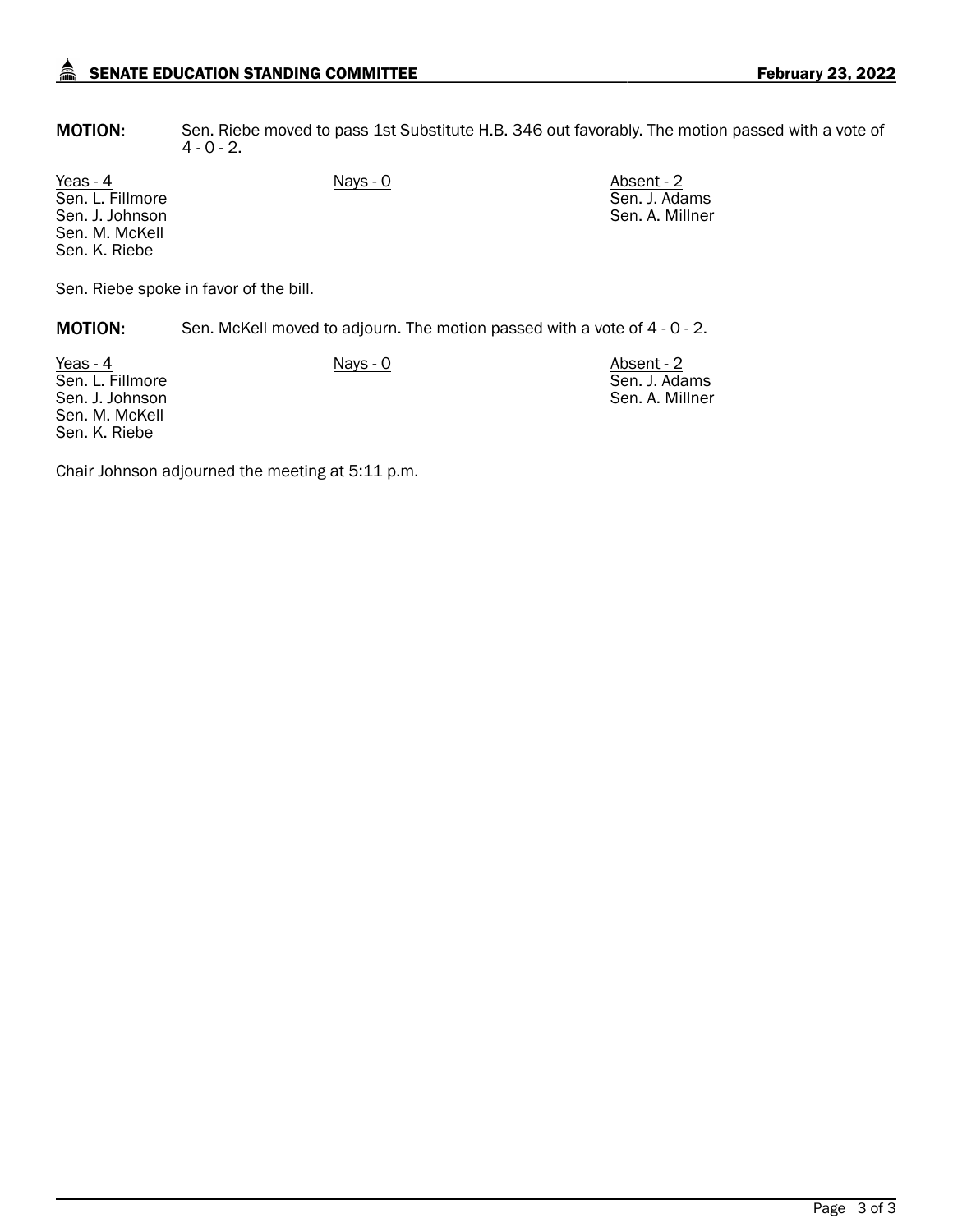**MOTION:** Sen. Riebe moved to pass 1st Substitute H.B. 346 out favorably. The motion passed with a vote of 4 - 0 - 2.

| Yeas - 4 | Nays - 0 | Absent - 2 |
| --- | --- | --- |
| Sen. L. Fillmore | | Sen. J. Adams |
| Sen. J. Johnson | | Sen. A. Millner |
| Sen. M. McKell | | |
| Sen. K. Riebe | | |

Sen. Riebe spoke in favor of the bill.

**MOTION:** Sen. McKell moved to adjourn. The motion passed with a vote of 4 - 0 - 2.

| Yeas - 4 | Nays - 0 | Absent - 2 |
| --- | --- | --- |
| Sen. L. Fillmore | | Sen. J. Adams |
| Sen. J. Johnson | | Sen. A. Millner |
| Sen. M. McKell | | |
| Sen. K. Riebe | | |

Chair Johnson adjourned the meeting at 5:11 p.m.